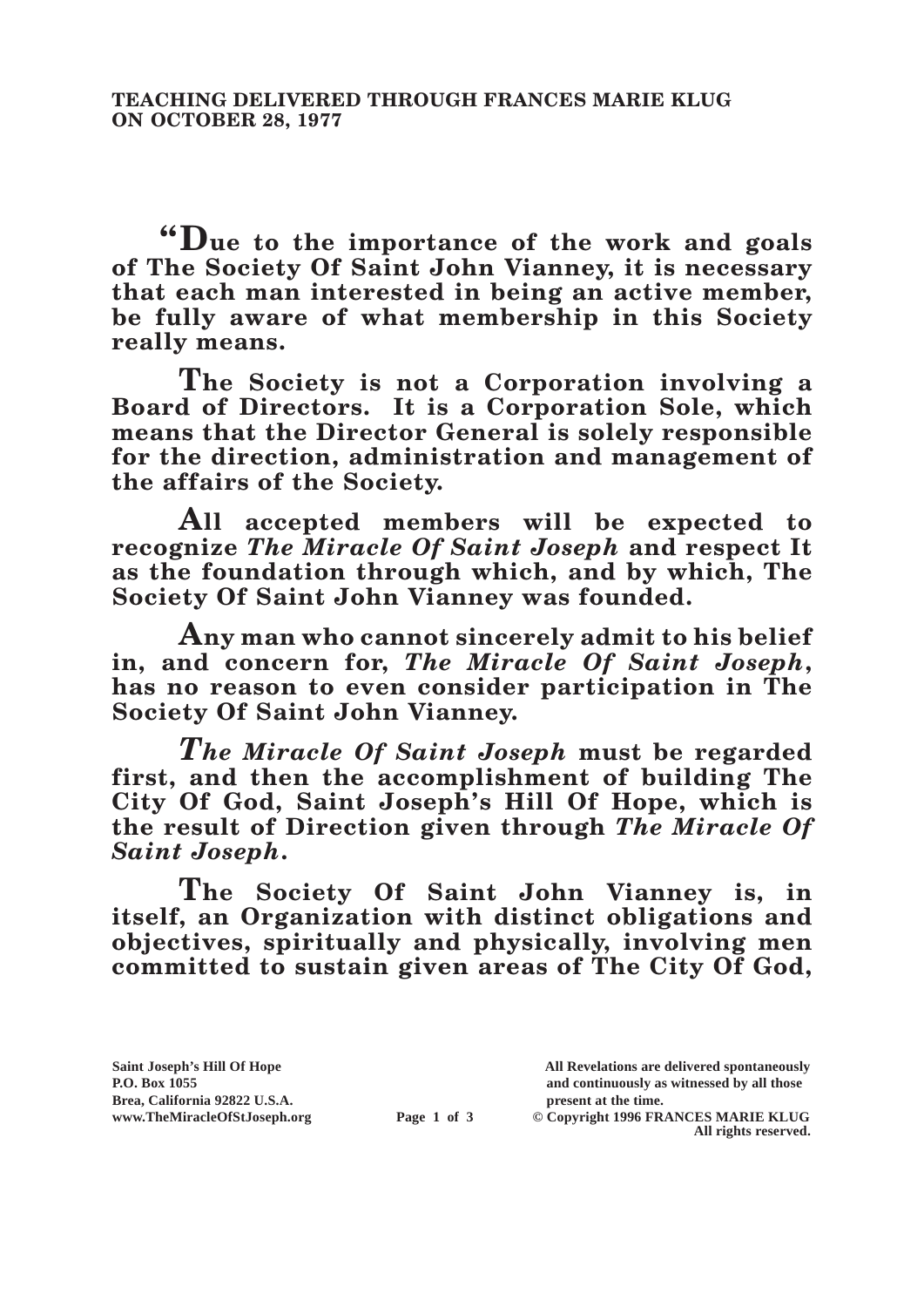**TEACHING DELIVERED THROUGH FRANCES MARIE KLUG ON OCTOBER 28, 1977**

**"Due to the importance of the work and goals of The Society Of Saint John Vianney, it is necessary that each man interested in being an active member, be fully aware of what membership in this Society really means.**

**The Society is not a Corporation involving a Board of Directors. It is a Corporation Sole, which means that the Director General is solely responsible for the direction, administration and management of the affairs of the Society.**

**All accepted members will be expected to recognize *The Miracle Of Saint Joseph* and respect It as the foundation through which, and by which, The Society Of Saint John Vianney was founded.**

**Any man who cannot sincerely admit to his belief in, and concern for, *The Miracle Of Saint Joseph*, has no reason to even consider participation in The Society Of Saint John Vianney.**

***The Miracle Of Saint Joseph* must be regarded first, and then the accomplishment of building The City Of God, Saint Joseph's Hill Of Hope, which is the result of Direction given through *The Miracle Of Saint Joseph*.**

**The Society Of Saint John Vianney is, in itself, an Organization with distinct obligations and objectives, spiritually and physically, involving men committed to sustain given areas of The City Of God,**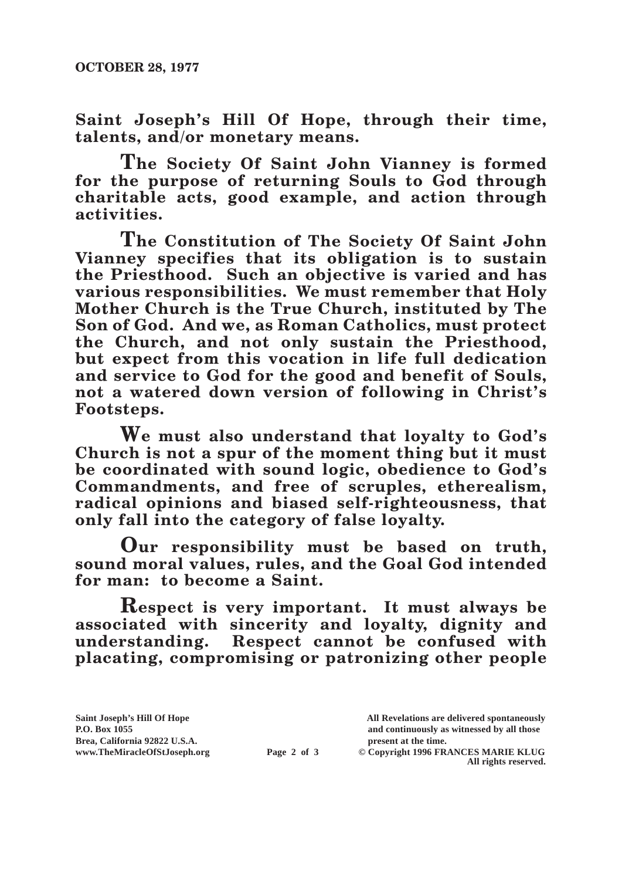**Saint Joseph's Hill Of Hope, through their time, talents, and/or monetary means.**

**The Society Of Saint John Vianney is formed for the purpose of returning Souls to God through charitable acts, good example, and action through activities.**

**The Constitution of The Society Of Saint John Vianney specifies that its obligation is to sustain the Priesthood. Such an objective is varied and has various responsibilities. We must remember that Holy Mother Church is the True Church, instituted by The Son of God. And we, as Roman Catholics, must protect the Church, and not only sustain the Priesthood, but expect from this vocation in life full dedication and service to God for the good and benefit of Souls, not a watered down version of following in Christ's Footsteps.**

**We must also understand that loyalty to God's Church is not a spur of the moment thing but it must be coordinated with sound logic, obedience to God's Commandments, and free of scruples, etherealism, radical opinions and biased self-righteousness, that only fall into the category of false loyalty.**

**Our responsibility must be based on truth, sound moral values, rules, and the Goal God intended for man: to become a Saint.**

**Respect is very important. It must always be associated with sincerity and loyalty, dignity and understanding. Respect cannot be confused with placating, compromising or patronizing other people**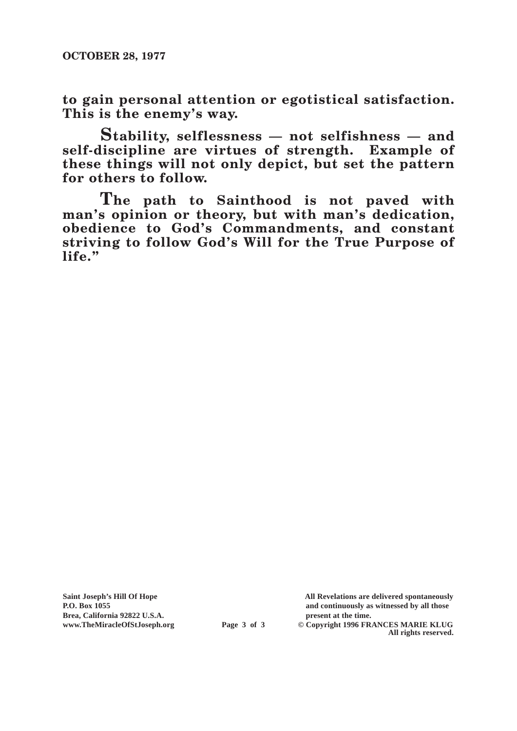**to gain personal attention or egotistical satisfaction. This is the enemy's way.**

**Stability, selflessness — not selfishness — and self-discipline are virtues of strength. Example of these things will not only depict, but set the pattern for others to follow.**

**The path to Sainthood is not paved with man's opinion or theory, but with man's dedication, obedience to God's Commandments, and constant striving to follow God's Will for the True Purpose of life."**